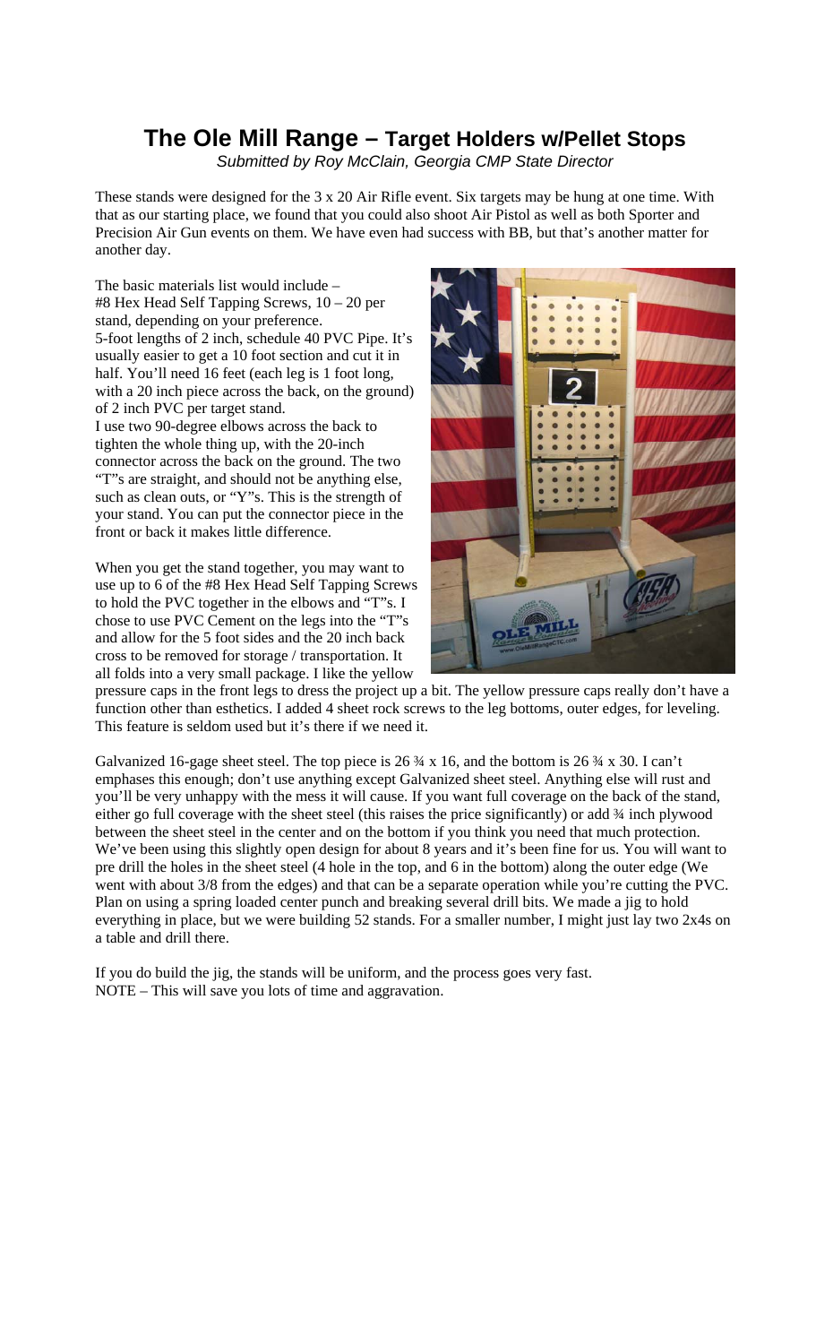# The Ole Mill Range – Target Holders w/Pellet Stops

*Submitted by Roy McClain, Georgia CMP State Director*

These stands were designed for the 3 x 20 Air Rifle event. Six targets may be hung at one time. With that as our starting place, we found that you could also shoot Air Pistol as well as both Sporter and Precision Air Gun events on them. We have even had success with BB, but that's another matter for another day.

The basic materials list would include –
#8 Hex Head Self Tapping Screws, 10 – 20 per stand, depending on your preference.
5-foot lengths of 2 inch, schedule 40 PVC Pipe. It's usually easier to get a 10 foot section and cut it in half. You'll need 16 feet (each leg is 1 foot long, with a 20 inch piece across the back, on the ground) of 2 inch PVC per target stand.
I use two 90-degree elbows across the back to tighten the whole thing up, with the 20-inch connector across the back on the ground. The two "T"s are straight, and should not be anything else, such as clean outs, or "Y"s. This is the strength of your stand. You can put the connector piece in the front or back it makes little difference.

When you get the stand together, you may want to use up to 6 of the #8 Hex Head Self Tapping Screws to hold the PVC together in the elbows and "T"s. I chose to use PVC Cement on the legs into the "T"s and allow for the 5 foot sides and the 20 inch back cross to be removed for storage / transportation. It all folds into a very small package. I like the yellow pressure caps in the front legs to dress the project up a bit. The yellow pressure caps really don't have a function other than esthetics. I added 4 sheet rock screws to the leg bottoms, outer edges, for leveling. This feature is seldom used but it's there if we need it.

Galvanized 16-gage sheet steel. The top piece is 26 ¾ x 16, and the bottom is 26 ¾ x 30. I can't emphases this enough; don't use anything except Galvanized sheet steel. Anything else will rust and you'll be very unhappy with the mess it will cause. If you want full coverage on the back of the stand, either go full coverage with the sheet steel (this raises the price significantly) or add ¾ inch plywood between the sheet steel in the center and on the bottom if you think you need that much protection. We've been using this slightly open design for about 8 years and it's been fine for us. You will want to pre drill the holes in the sheet steel (4 hole in the top, and 6 in the bottom) along the outer edge (We went with about 3/8 from the edges) and that can be a separate operation while you're cutting the PVC. Plan on using a spring loaded center punch and breaking several drill bits. We made a jig to hold everything in place, but we were building 52 stands. For a smaller number, I might just lay two 2x4s on a table and drill there.

If you do build the jig, the stands will be uniform, and the process goes very fast.
NOTE – This will save you lots of time and aggravation.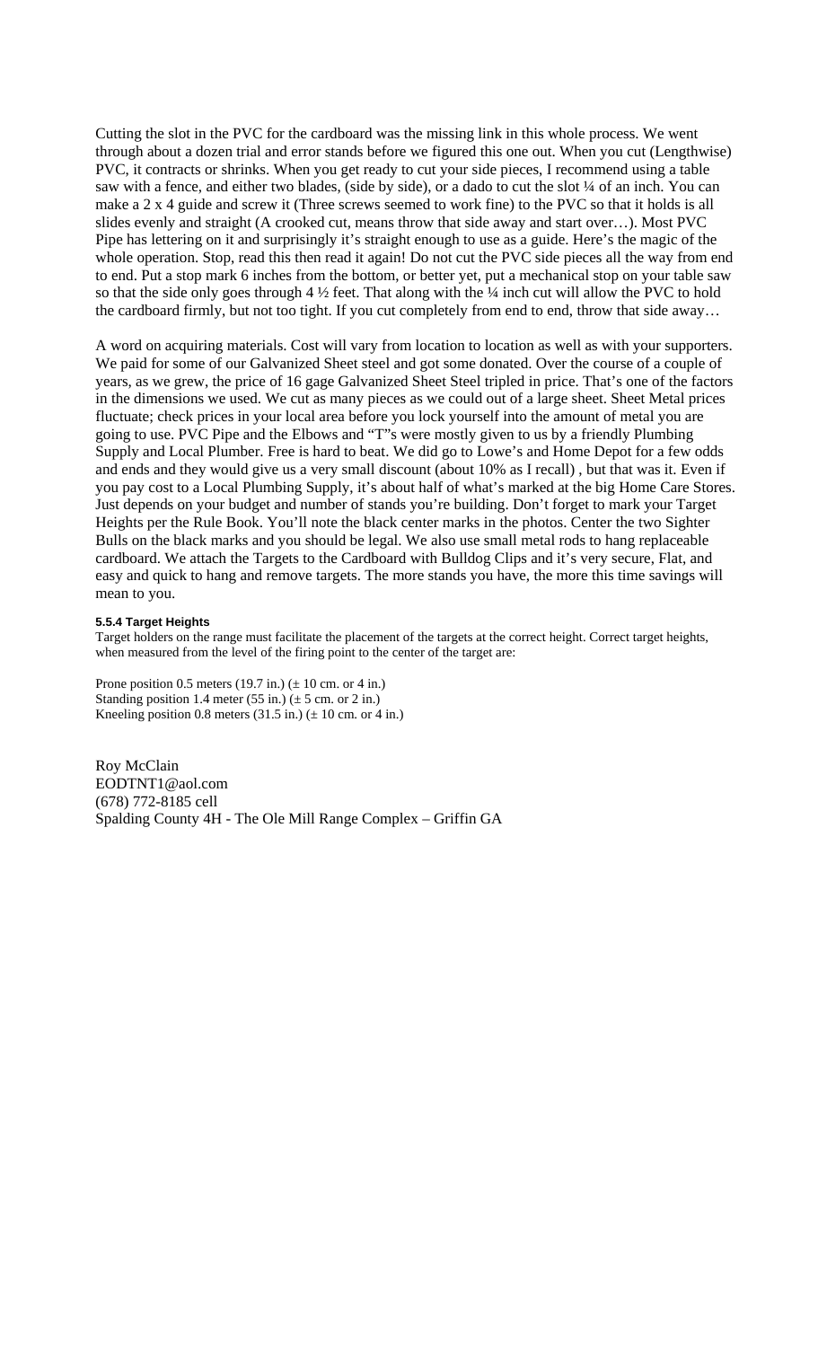Cutting the slot in the PVC for the cardboard was the missing link in this whole process. We went through about a dozen trial and error stands before we figured this one out. When you cut (Lengthwise) PVC, it contracts or shrinks. When you get ready to cut your side pieces, I recommend using a table saw with a fence, and either two blades, (side by side), or a dado to cut the slot ¼ of an inch. You can make a 2 x 4 guide and screw it (Three screws seemed to work fine) to the PVC so that it holds is all slides evenly and straight (A crooked cut, means throw that side away and start over…). Most PVC Pipe has lettering on it and surprisingly it's straight enough to use as a guide. Here's the magic of the whole operation. Stop, read this then read it again! Do not cut the PVC side pieces all the way from end to end. Put a stop mark 6 inches from the bottom, or better yet, put a mechanical stop on your table saw so that the side only goes through 4 ½ feet. That along with the ¼ inch cut will allow the PVC to hold the cardboard firmly, but not too tight. If you cut completely from end to end, throw that side away…

A word on acquiring materials. Cost will vary from location to location as well as with your supporters. We paid for some of our Galvanized Sheet steel and got some donated. Over the course of a couple of years, as we grew, the price of 16 gage Galvanized Sheet Steel tripled in price. That's one of the factors in the dimensions we used. We cut as many pieces as we could out of a large sheet. Sheet Metal prices fluctuate; check prices in your local area before you lock yourself into the amount of metal you are going to use. PVC Pipe and the Elbows and "T"s were mostly given to us by a friendly Plumbing Supply and Local Plumber. Free is hard to beat. We did go to Lowe's and Home Depot for a few odds and ends and they would give us a very small discount (about 10% as I recall) , but that was it. Even if you pay cost to a Local Plumbing Supply, it's about half of what's marked at the big Home Care Stores. Just depends on your budget and number of stands you're building. Don't forget to mark your Target Heights per the Rule Book. You'll note the black center marks in the photos. Center the two Sighter Bulls on the black marks and you should be legal. We also use small metal rods to hang replaceable cardboard. We attach the Targets to the Cardboard with Bulldog Clips and it's very secure, Flat, and easy and quick to hang and remove targets. The more stands you have, the more this time savings will mean to you.

**5.5.4 Target Heights**

Target holders on the range must facilitate the placement of the targets at the correct height. Correct target heights, when measured from the level of the firing point to the center of the target are:

Prone position 0.5 meters (19.7 in.) (± 10 cm. or 4 in.)
Standing position 1.4 meter (55 in.) (± 5 cm. or 2 in.)
Kneeling position 0.8 meters (31.5 in.) (± 10 cm. or 4 in.)

Roy McClain
EODTNT1@aol.com
(678) 772-8185 cell
Spalding County 4H - The Ole Mill Range Complex – Griffin GA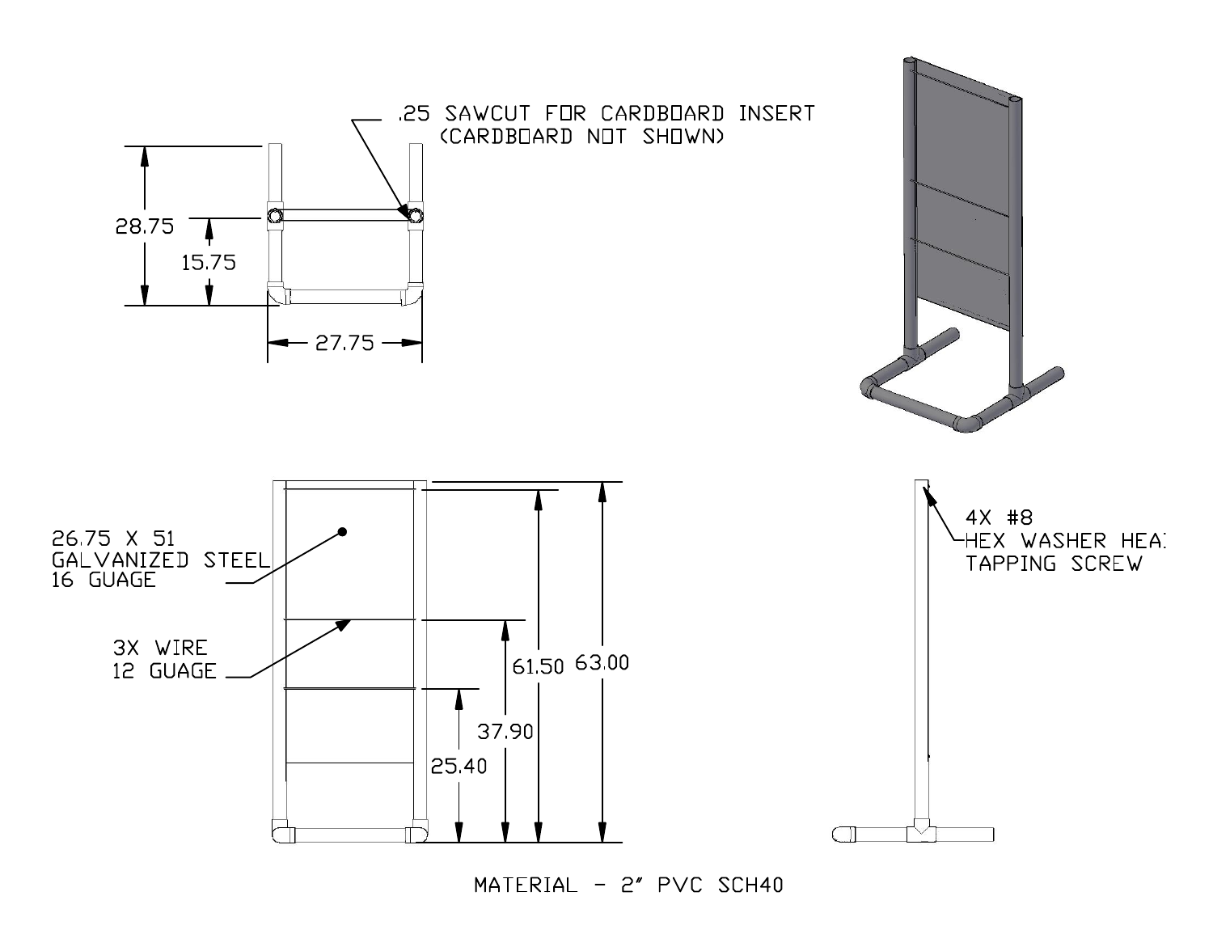.25 SAWCUT FOR CARDBOARD INSERT
(CARDBOARD NOT SHOWN)

28.75

15.75

27.75

26.75 X 51
GALVANIZED STEEL
16 GUAGE

3X WIRE
12 GUAGE

61.50

63.00

37.90

25.40

4X #8
HEX WASHER HEAD
TAPPING SCREW

MATERIAL - 2" PVC SCH40